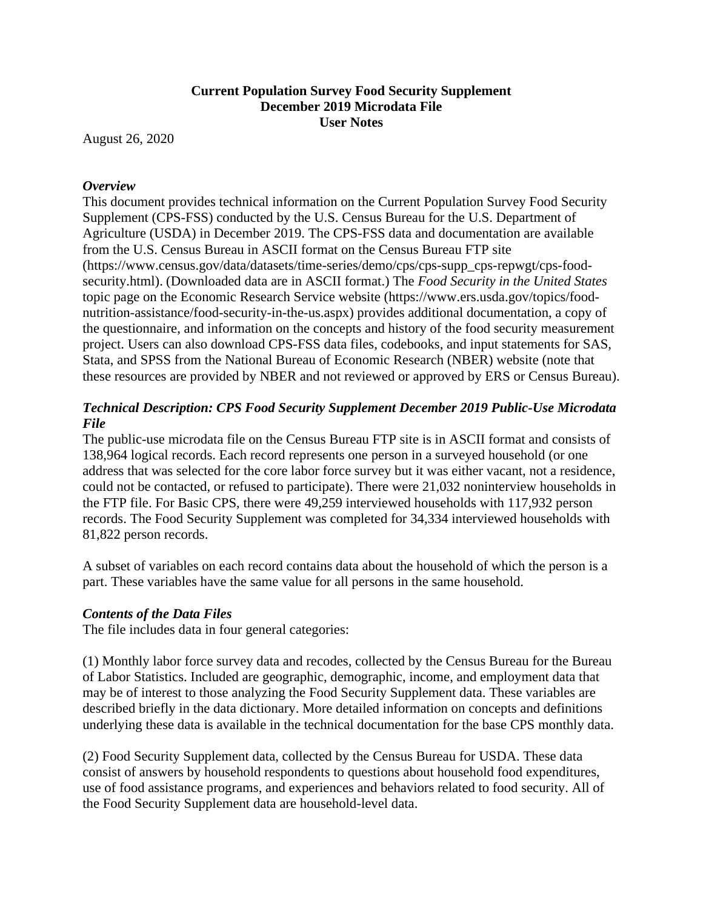**Current Population Survey Food Security Supplement**
**December 2019 Microdata File**
**User Notes**

August 26, 2020

### *Overview*

This document provides technical information on the Current Population Survey Food Security Supplement (CPS-FSS) conducted by the U.S. Census Bureau for the U.S. Department of Agriculture (USDA) in December 2019. The CPS-FSS data and documentation are available from the U.S. Census Bureau in ASCII format on the Census Bureau FTP site (https://www.census.gov/data/datasets/time-series/demo/cps/cps-supp_cps-repwgt/cps-food-security.html). (Downloaded data are in ASCII format.) The *Food Security in the United States* topic page on the Economic Research Service website (https://www.ers.usda.gov/topics/food-nutrition-assistance/food-security-in-the-us.aspx) provides additional documentation, a copy of the questionnaire, and information on the concepts and history of the food security measurement project. Users can also download CPS-FSS data files, codebooks, and input statements for SAS, Stata, and SPSS from the National Bureau of Economic Research (NBER) website (note that these resources are provided by NBER and not reviewed or approved by ERS or Census Bureau).

### *Technical Description: CPS Food Security Supplement December 2019 Public-Use Microdata File*

The public-use microdata file on the Census Bureau FTP site is in ASCII format and consists of 138,964 logical records. Each record represents one person in a surveyed household (or one address that was selected for the core labor force survey but it was either vacant, not a residence, could not be contacted, or refused to participate). There were 21,032 noninterview households in the FTP file. For Basic CPS, there were 49,259 interviewed households with 117,932 person records. The Food Security Supplement was completed for 34,334 interviewed households with 81,822 person records.

A subset of variables on each record contains data about the household of which the person is a part. These variables have the same value for all persons in the same household.

### *Contents of the Data Files*

The file includes data in four general categories:

(1) Monthly labor force survey data and recodes, collected by the Census Bureau for the Bureau of Labor Statistics. Included are geographic, demographic, income, and employment data that may be of interest to those analyzing the Food Security Supplement data. These variables are described briefly in the data dictionary. More detailed information on concepts and definitions underlying these data is available in the technical documentation for the base CPS monthly data.

(2) Food Security Supplement data, collected by the Census Bureau for USDA. These data consist of answers by household respondents to questions about household food expenditures, use of food assistance programs, and experiences and behaviors related to food security. All of the Food Security Supplement data are household-level data.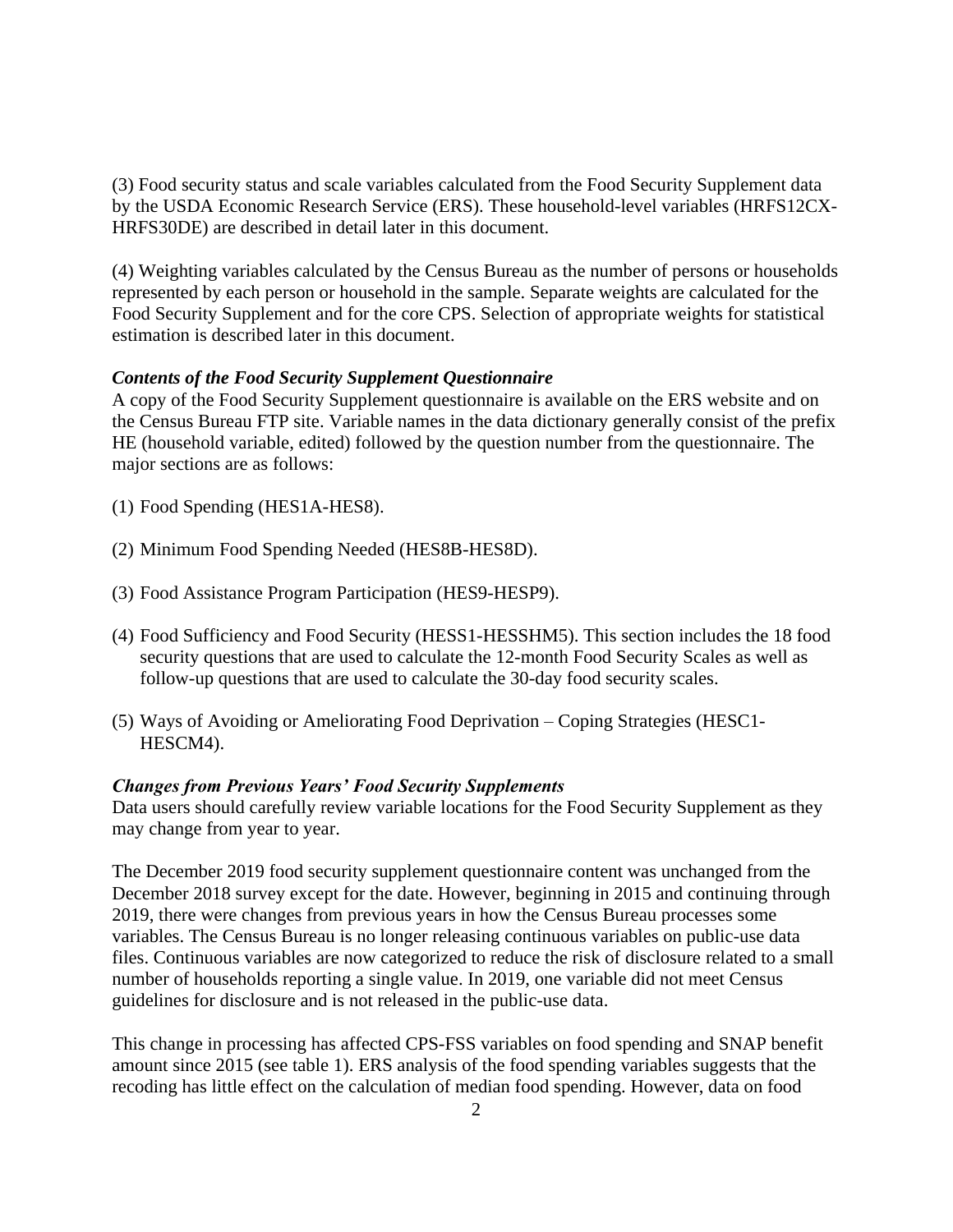(3) Food security status and scale variables calculated from the Food Security Supplement data by the USDA Economic Research Service (ERS). These household-level variables (HRFS12CX-HRFS30DE) are described in detail later in this document.

(4) Weighting variables calculated by the Census Bureau as the number of persons or households represented by each person or household in the sample. Separate weights are calculated for the Food Security Supplement and for the core CPS. Selection of appropriate weights for statistical estimation is described later in this document.

***Contents of the Food Security Supplement Questionnaire***

A copy of the Food Security Supplement questionnaire is available on the ERS website and on the Census Bureau FTP site. Variable names in the data dictionary generally consist of the prefix HE (household variable, edited) followed by the question number from the questionnaire. The major sections are as follows:

(1) Food Spending (HES1A-HES8).

(2) Minimum Food Spending Needed (HES8B-HES8D).

(3) Food Assistance Program Participation (HES9-HESP9).

(4) Food Sufficiency and Food Security (HESS1-HESSHM5). This section includes the 18 food security questions that are used to calculate the 12-month Food Security Scales as well as follow-up questions that are used to calculate the 30-day food security scales.

(5) Ways of Avoiding or Ameliorating Food Deprivation – Coping Strategies (HESC1-HESCM4).

***Changes from Previous Years' Food Security Supplements***

Data users should carefully review variable locations for the Food Security Supplement as they may change from year to year.

The December 2019 food security supplement questionnaire content was unchanged from the December 2018 survey except for the date. However, beginning in 2015 and continuing through 2019, there were changes from previous years in how the Census Bureau processes some variables. The Census Bureau is no longer releasing continuous variables on public-use data files. Continuous variables are now categorized to reduce the risk of disclosure related to a small number of households reporting a single value. In 2019, one variable did not meet Census guidelines for disclosure and is not released in the public-use data.

This change in processing has affected CPS-FSS variables on food spending and SNAP benefit amount since 2015 (see table 1). ERS analysis of the food spending variables suggests that the recoding has little effect on the calculation of median food spending. However, data on food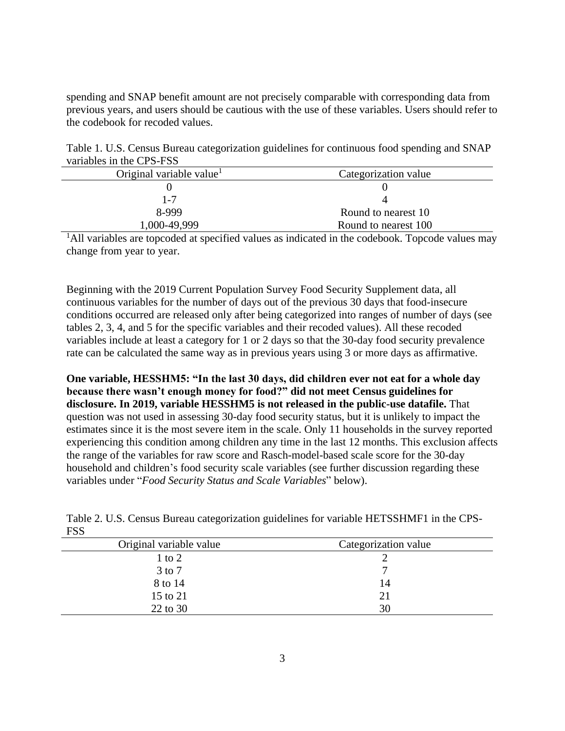spending and SNAP benefit amount are not precisely comparable with corresponding data from previous years, and users should be cautious with the use of these variables. Users should refer to the codebook for recoded values.

Table 1. U.S. Census Bureau categorization guidelines for continuous food spending and SNAP variables in the CPS-FSS

| Original variable value[1] | Categorization value |
|---|---|
| 0 | 0 |
| 1-7 | 4 |
| 8-999 | Round to nearest 10 |
| 1,000-49,999 | Round to nearest 100 |

[1]All variables are topcoded at specified values as indicated in the codebook. Topcode values may change from year to year.

Beginning with the 2019 Current Population Survey Food Security Supplement data, all continuous variables for the number of days out of the previous 30 days that food-insecure conditions occurred are released only after being categorized into ranges of number of days (see tables 2, 3, 4, and 5 for the specific variables and their recoded values). All these recoded variables include at least a category for 1 or 2 days so that the 30-day food security prevalence rate can be calculated the same way as in previous years using 3 or more days as affirmative.

**One variable, HESSHM5: "In the last 30 days, did children ever not eat for a whole day because there wasn't enough money for food?" did not meet Census guidelines for disclosure. In 2019, variable HESSHM5 is not released in the public-use datafile.** That question was not used in assessing 30-day food security status, but it is unlikely to impact the estimates since it is the most severe item in the scale. Only 11 households in the survey reported experiencing this condition among children any time in the last 12 months. This exclusion affects the range of the variables for raw score and Rasch-model-based scale score for the 30-day household and children's food security scale variables (see further discussion regarding these variables under "*Food Security Status and Scale Variables*" below).

Table 2. U.S. Census Bureau categorization guidelines for variable HETSSHMF1 in the CPS-FSS

| Original variable value | Categorization value |
|---|---|
| 1 to 2 | 2 |
| 3 to 7 | 7 |
| 8 to 14 | 14 |
| 15 to 21 | 21 |
| 22 to 30 | 30 |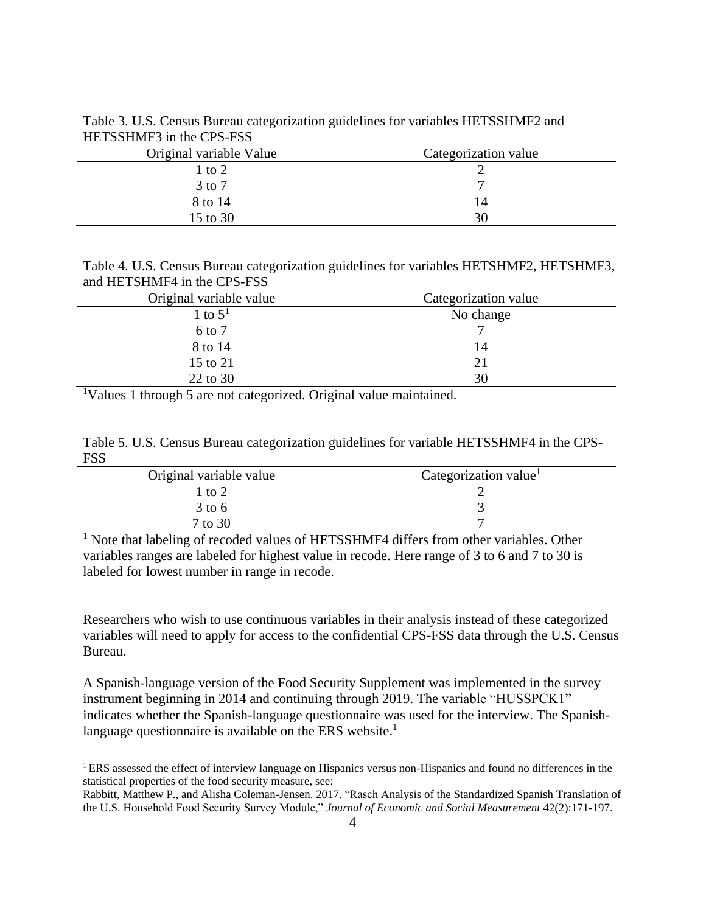Table 3. U.S. Census Bureau categorization guidelines for variables HETSSHMF2 and HETSSHMF3 in the CPS-FSS

| Original variable Value | Categorization value |
|---|---|
| 1 to 2 | 2 |
| 3 to 7 | 7 |
| 8 to 14 | 14 |
| 15 to 30 | 30 |

Table 4. U.S. Census Bureau categorization guidelines for variables HETSHMF2, HETSHMF3, and HETSHMF4 in the CPS-FSS

| Original variable value | Categorization value |
|---|---|
| 1 to 5[1] | No change |
| 6 to 7 | 7 |
| 8 to 14 | 14 |
| 15 to 21 | 21 |
| 22 to 30 | 30 |

[1]Values 1 through 5 are not categorized. Original value maintained.

Table 5. U.S. Census Bureau categorization guidelines for variable HETSSHMF4 in the CPS-FSS

| Original variable value | Categorization value[1] |
|---|---|
| 1 to 2 | 2 |
| 3 to 6 | 3 |
| 7 to 30 | 7 |

[1] Note that labeling of recoded values of HETSSHMF4 differs from other variables. Other variables ranges are labeled for highest value in recode. Here range of 3 to 6 and 7 to 30 is labeled for lowest number in range in recode.

Researchers who wish to use continuous variables in their analysis instead of these categorized variables will need to apply for access to the confidential CPS-FSS data through the U.S. Census Bureau.

A Spanish-language version of the Food Security Supplement was implemented in the survey instrument beginning in 2014 and continuing through 2019. The variable "HUSSPCK1" indicates whether the Spanish-language questionnaire was used for the interview. The Spanish-language questionnaire is available on the ERS website.[1]

---

[1] ERS assessed the effect of interview language on Hispanics versus non-Hispanics and found no differences in the statistical properties of the food security measure, see:
Rabbitt, Matthew P., and Alisha Coleman-Jensen. 2017. "Rasch Analysis of the Standardized Spanish Translation of the U.S. Household Food Security Survey Module," *Journal of Economic and Social Measurement* 42(2):171-197.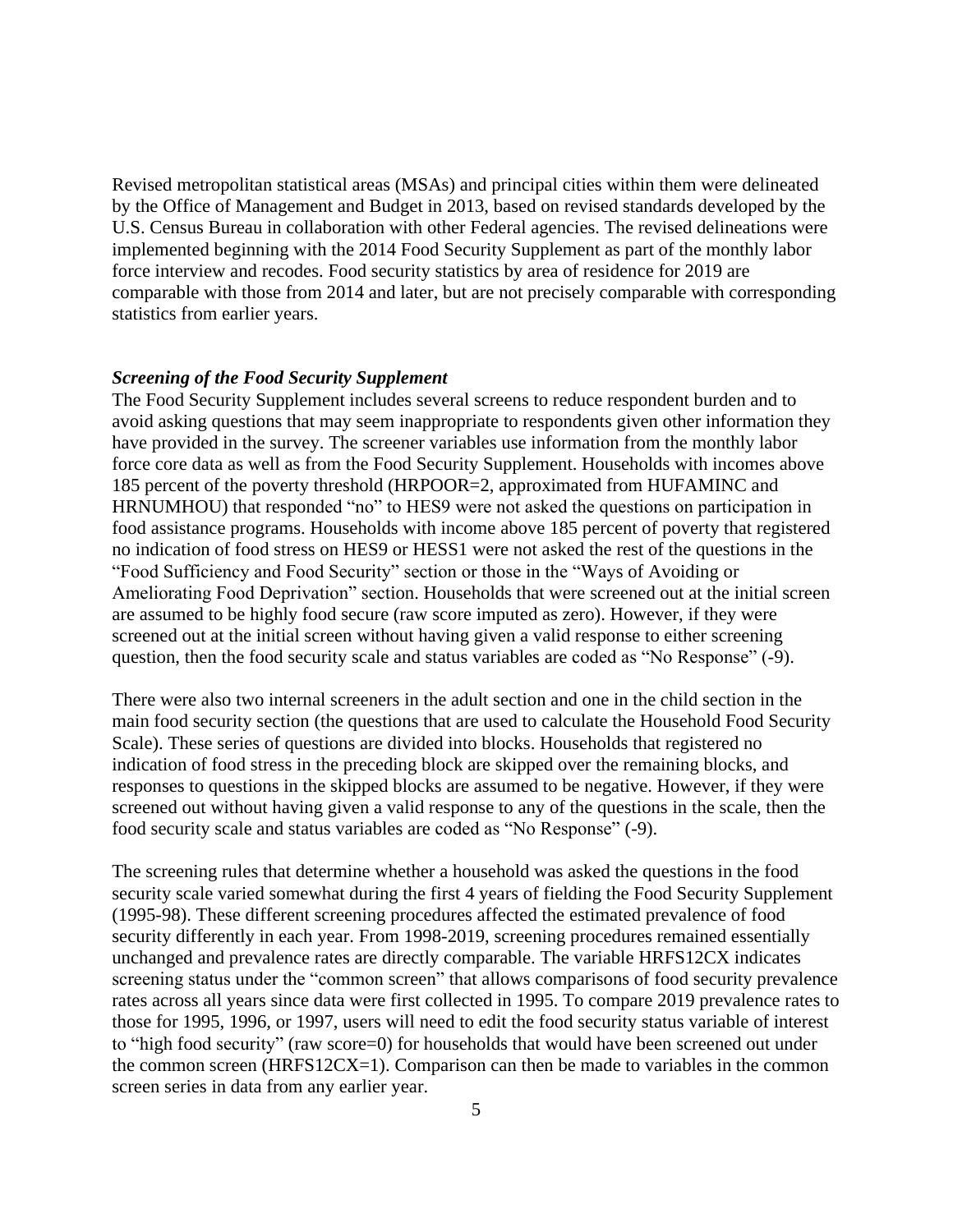Revised metropolitan statistical areas (MSAs) and principal cities within them were delineated by the Office of Management and Budget in 2013, based on revised standards developed by the U.S. Census Bureau in collaboration with other Federal agencies. The revised delineations were implemented beginning with the 2014 Food Security Supplement as part of the monthly labor force interview and recodes. Food security statistics by area of residence for 2019 are comparable with those from 2014 and later, but are not precisely comparable with corresponding statistics from earlier years.

***Screening of the Food Security Supplement***

The Food Security Supplement includes several screens to reduce respondent burden and to avoid asking questions that may seem inappropriate to respondents given other information they have provided in the survey. The screener variables use information from the monthly labor force core data as well as from the Food Security Supplement. Households with incomes above 185 percent of the poverty threshold (HRPOOR=2, approximated from HUFAMINC and HRNUMHOU) that responded "no" to HES9 were not asked the questions on participation in food assistance programs. Households with income above 185 percent of poverty that registered no indication of food stress on HES9 or HESS1 were not asked the rest of the questions in the "Food Sufficiency and Food Security" section or those in the "Ways of Avoiding or Ameliorating Food Deprivation" section. Households that were screened out at the initial screen are assumed to be highly food secure (raw score imputed as zero). However, if they were screened out at the initial screen without having given a valid response to either screening question, then the food security scale and status variables are coded as "No Response" (-9).

There were also two internal screeners in the adult section and one in the child section in the main food security section (the questions that are used to calculate the Household Food Security Scale). These series of questions are divided into blocks. Households that registered no indication of food stress in the preceding block are skipped over the remaining blocks, and responses to questions in the skipped blocks are assumed to be negative. However, if they were screened out without having given a valid response to any of the questions in the scale, then the food security scale and status variables are coded as "No Response" (-9).

The screening rules that determine whether a household was asked the questions in the food security scale varied somewhat during the first 4 years of fielding the Food Security Supplement (1995-98). These different screening procedures affected the estimated prevalence of food security differently in each year. From 1998-2019, screening procedures remained essentially unchanged and prevalence rates are directly comparable. The variable HRFS12CX indicates screening status under the "common screen" that allows comparisons of food security prevalence rates across all years since data were first collected in 1995. To compare 2019 prevalence rates to those for 1995, 1996, or 1997, users will need to edit the food security status variable of interest to "high food security" (raw score=0) for households that would have been screened out under the common screen (HRFS12CX=1). Comparison can then be made to variables in the common screen series in data from any earlier year.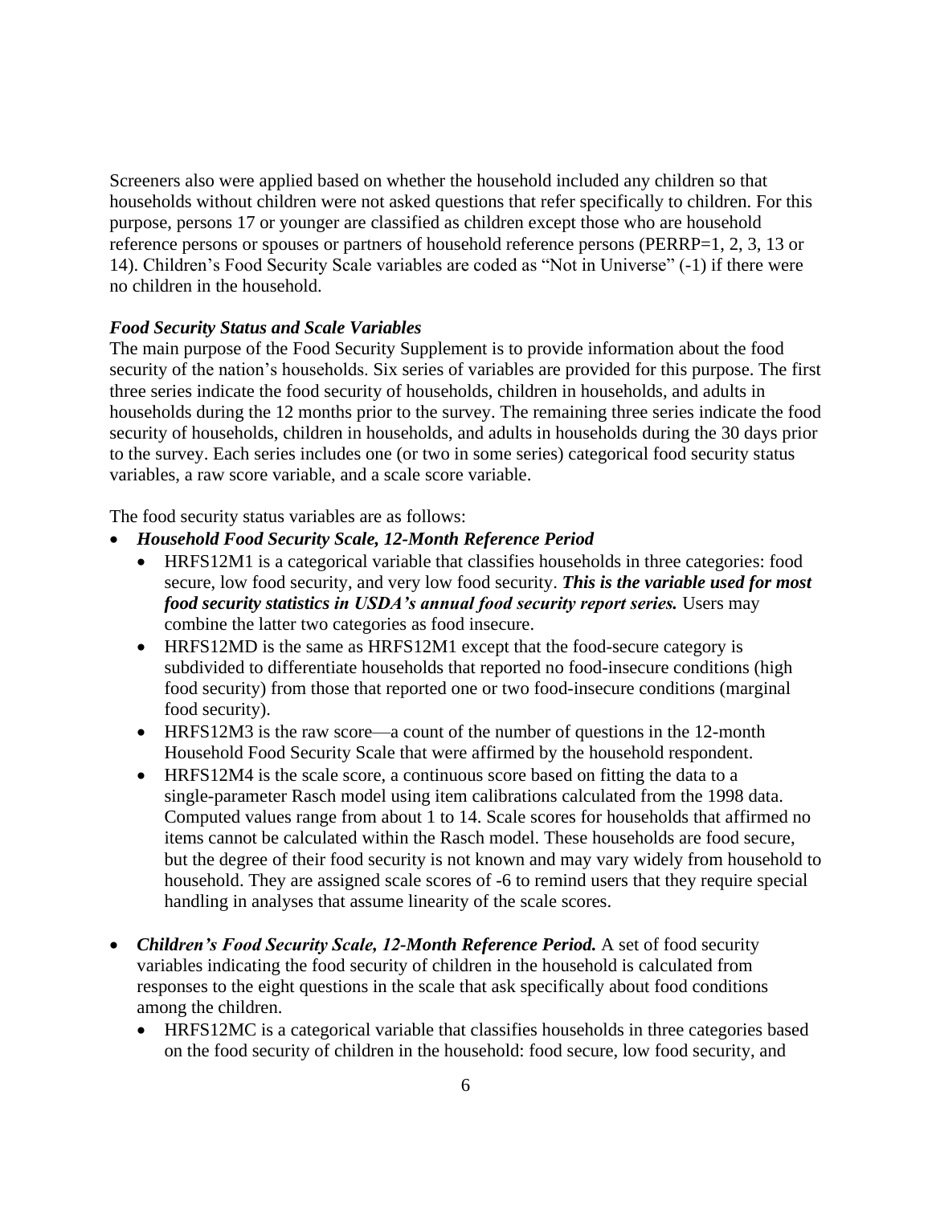Screeners also were applied based on whether the household included any children so that households without children were not asked questions that refer specifically to children. For this purpose, persons 17 or younger are classified as children except those who are household reference persons or spouses or partners of household reference persons (PERRP=1, 2, 3, 13 or 14). Children's Food Security Scale variables are coded as "Not in Universe" (-1) if there were no children in the household.

***Food Security Status and Scale Variables***

The main purpose of the Food Security Supplement is to provide information about the food security of the nation's households. Six series of variables are provided for this purpose. The first three series indicate the food security of households, children in households, and adults in households during the 12 months prior to the survey. The remaining three series indicate the food security of households, children in households, and adults in households during the 30 days prior to the survey. Each series includes one (or two in some series) categorical food security status variables, a raw score variable, and a scale score variable.

The food security status variables are as follows:

- ***Household Food Security Scale, 12-Month Reference Period***
  - HRFS12M1 is a categorical variable that classifies households in three categories: food secure, low food security, and very low food security. ***This is the variable used for most food security statistics in USDA's annual food security report series.*** Users may combine the latter two categories as food insecure.
  - HRFS12MD is the same as HRFS12M1 except that the food-secure category is subdivided to differentiate households that reported no food-insecure conditions (high food security) from those that reported one or two food-insecure conditions (marginal food security).
  - HRFS12M3 is the raw score—a count of the number of questions in the 12-month Household Food Security Scale that were affirmed by the household respondent.
  - HRFS12M4 is the scale score, a continuous score based on fitting the data to a single-parameter Rasch model using item calibrations calculated from the 1998 data. Computed values range from about 1 to 14. Scale scores for households that affirmed no items cannot be calculated within the Rasch model. These households are food secure, but the degree of their food security is not known and may vary widely from household to household. They are assigned scale scores of -6 to remind users that they require special handling in analyses that assume linearity of the scale scores.

- ***Children's Food Security Scale, 12-Month Reference Period.*** A set of food security variables indicating the food security of children in the household is calculated from responses to the eight questions in the scale that ask specifically about food conditions among the children.
  - HRFS12MC is a categorical variable that classifies households in three categories based on the food security of children in the household: food secure, low food security, and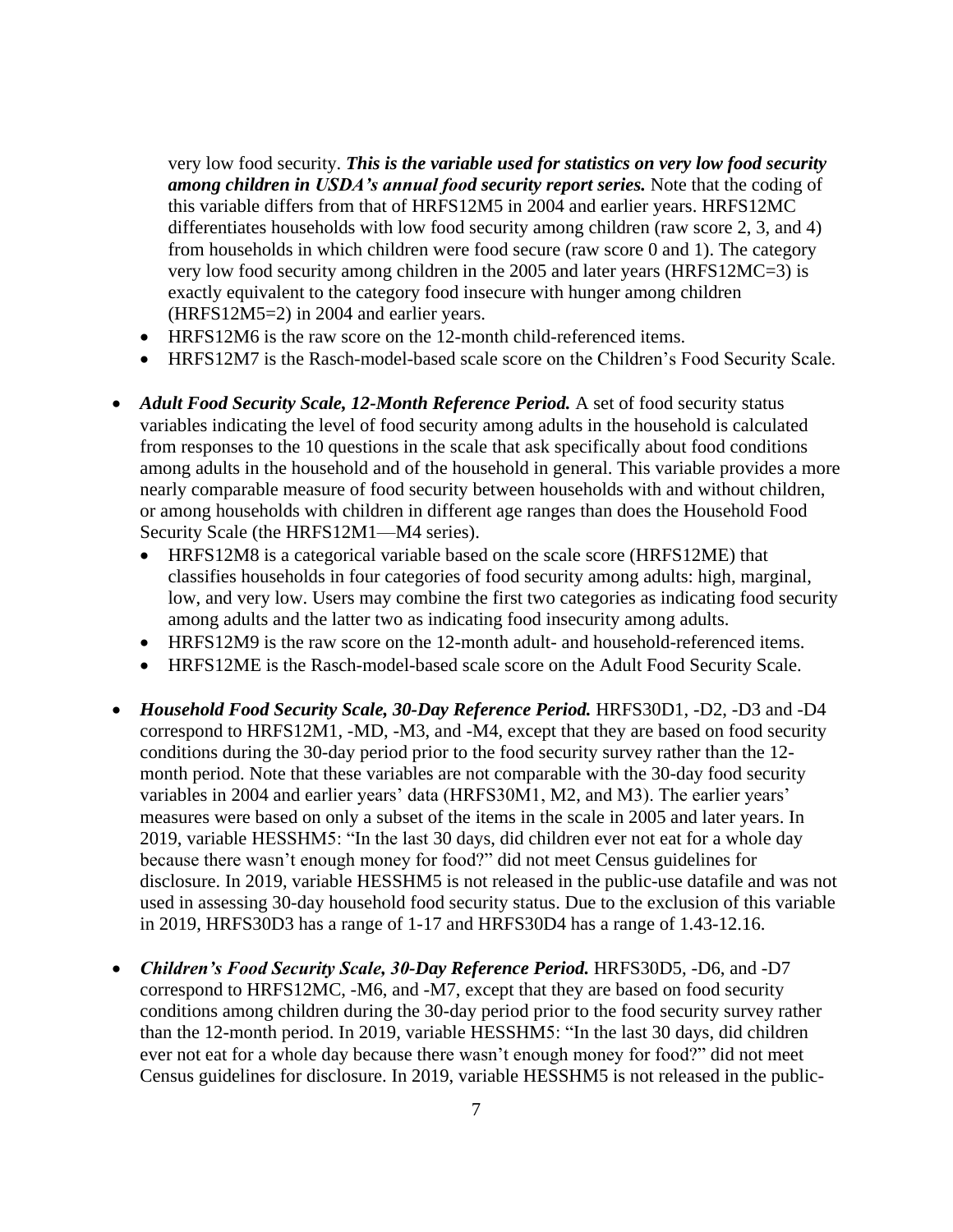very low food security. ***This is the variable used for statistics on very low food security among children in USDA's annual food security report series.*** Note that the coding of this variable differs from that of HRFS12M5 in 2004 and earlier years. HRFS12MC differentiates households with low food security among children (raw score 2, 3, and 4) from households in which children were food secure (raw score 0 and 1). The category very low food security among children in the 2005 and later years (HRFS12MC=3) is exactly equivalent to the category food insecure with hunger among children (HRFS12M5=2) in 2004 and earlier years.
  - HRFS12M6 is the raw score on the 12-month child-referenced items.
  - HRFS12M7 is the Rasch-model-based scale score on the Children's Food Security Scale.

- ***Adult Food Security Scale, 12-Month Reference Period.*** A set of food security status variables indicating the level of food security among adults in the household is calculated from responses to the 10 questions in the scale that ask specifically about food conditions among adults in the household and of the household in general. This variable provides a more nearly comparable measure of food security between households with and without children, or among households with children in different age ranges than does the Household Food Security Scale (the HRFS12M1—M4 series).
  - HRFS12M8 is a categorical variable based on the scale score (HRFS12ME) that classifies households in four categories of food security among adults: high, marginal, low, and very low. Users may combine the first two categories as indicating food security among adults and the latter two as indicating food insecurity among adults.
  - HRFS12M9 is the raw score on the 12-month adult- and household-referenced items.
  - HRFS12ME is the Rasch-model-based scale score on the Adult Food Security Scale.

- ***Household Food Security Scale, 30-Day Reference Period.*** HRFS30D1, -D2, -D3 and -D4 correspond to HRFS12M1, -MD, -M3, and -M4, except that they are based on food security conditions during the 30-day period prior to the food security survey rather than the 12-month period. Note that these variables are not comparable with the 30-day food security variables in 2004 and earlier years' data (HRFS30M1, M2, and M3). The earlier years' measures were based on only a subset of the items in the scale in 2005 and later years. In 2019, variable HESSHM5: "In the last 30 days, did children ever not eat for a whole day because there wasn't enough money for food?" did not meet Census guidelines for disclosure. In 2019, variable HESSHM5 is not released in the public-use datafile and was not used in assessing 30-day household food security status. Due to the exclusion of this variable in 2019, HRFS30D3 has a range of 1-17 and HRFS30D4 has a range of 1.43-12.16.

- ***Children's Food Security Scale, 30-Day Reference Period.*** HRFS30D5, -D6, and -D7 correspond to HRFS12MC, -M6, and -M7, except that they are based on food security conditions among children during the 30-day period prior to the food security survey rather than the 12-month period. In 2019, variable HESSHM5: "In the last 30 days, did children ever not eat for a whole day because there wasn't enough money for food?" did not meet Census guidelines for disclosure. In 2019, variable HESSHM5 is not released in the public-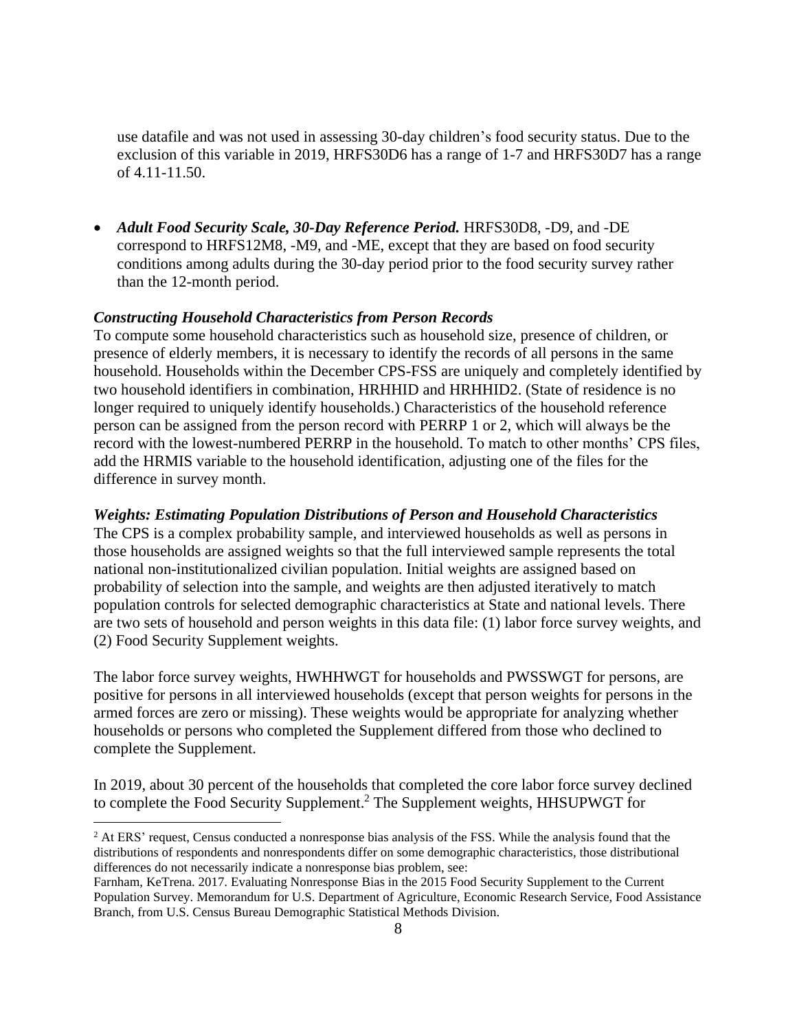use datafile and was not used in assessing 30-day children's food security status. Due to the exclusion of this variable in 2019, HRFS30D6 has a range of 1-7 and HRFS30D7 has a range of 4.11-11.50.

- ***Adult Food Security Scale, 30-Day Reference Period.*** HRFS30D8, -D9, and -DE correspond to HRFS12M8, -M9, and -ME, except that they are based on food security conditions among adults during the 30-day period prior to the food security survey rather than the 12-month period.

### *Constructing Household Characteristics from Person Records*

To compute some household characteristics such as household size, presence of children, or presence of elderly members, it is necessary to identify the records of all persons in the same household. Households within the December CPS-FSS are uniquely and completely identified by two household identifiers in combination, HRHHID and HRHHID2. (State of residence is no longer required to uniquely identify households.) Characteristics of the household reference person can be assigned from the person record with PERRP 1 or 2, which will always be the record with the lowest-numbered PERRP in the household. To match to other months' CPS files, add the HRMIS variable to the household identification, adjusting one of the files for the difference in survey month.

### *Weights: Estimating Population Distributions of Person and Household Characteristics*

The CPS is a complex probability sample, and interviewed households as well as persons in those households are assigned weights so that the full interviewed sample represents the total national non-institutionalized civilian population. Initial weights are assigned based on probability of selection into the sample, and weights are then adjusted iteratively to match population controls for selected demographic characteristics at State and national levels. There are two sets of household and person weights in this data file: (1) labor force survey weights, and (2) Food Security Supplement weights.

The labor force survey weights, HWHHWGT for households and PWSSWGT for persons, are positive for persons in all interviewed households (except that person weights for persons in the armed forces are zero or missing). These weights would be appropriate for analyzing whether households or persons who completed the Supplement differed from those who declined to complete the Supplement.

In 2019, about 30 percent of the households that completed the core labor force survey declined to complete the Food Security Supplement.[2] The Supplement weights, HHSUPWGT for

[2] At ERS' request, Census conducted a nonresponse bias analysis of the FSS. While the analysis found that the distributions of respondents and nonrespondents differ on some demographic characteristics, those distributional differences do not necessarily indicate a nonresponse bias problem, see:
Farnham, KeTrena. 2017. Evaluating Nonresponse Bias in the 2015 Food Security Supplement to the Current Population Survey. Memorandum for U.S. Department of Agriculture, Economic Research Service, Food Assistance Branch, from U.S. Census Bureau Demographic Statistical Methods Division.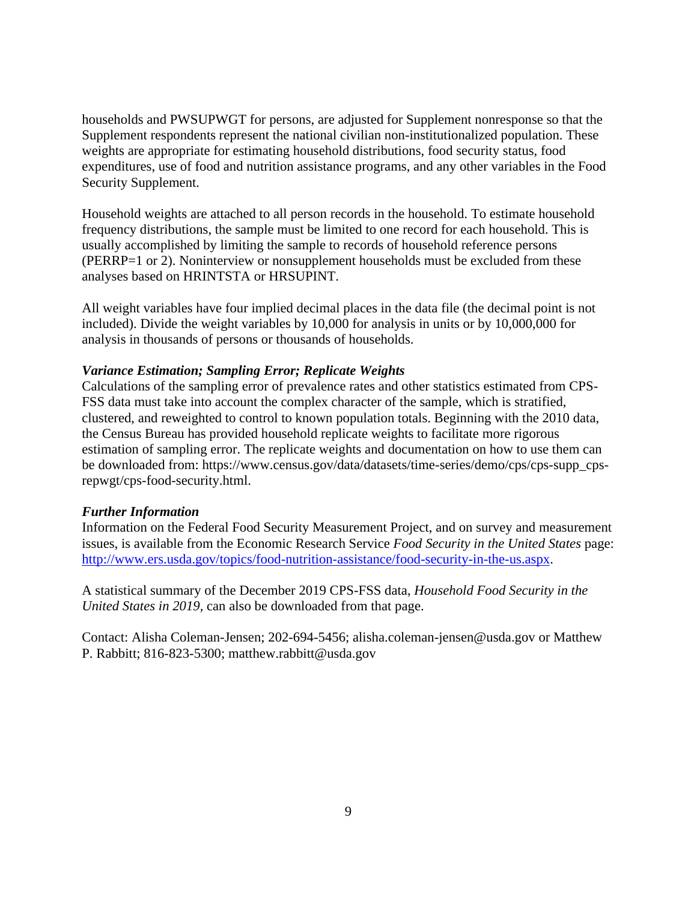households and PWSUPWGT for persons, are adjusted for Supplement nonresponse so that the Supplement respondents represent the national civilian non-institutionalized population. These weights are appropriate for estimating household distributions, food security status, food expenditures, use of food and nutrition assistance programs, and any other variables in the Food Security Supplement.

Household weights are attached to all person records in the household. To estimate household frequency distributions, the sample must be limited to one record for each household. This is usually accomplished by limiting the sample to records of household reference persons (PERRP=1 or 2). Noninterview or nonsupplement households must be excluded from these analyses based on HRINTSTA or HRSUPINT.

All weight variables have four implied decimal places in the data file (the decimal point is not included). Divide the weight variables by 10,000 for analysis in units or by 10,000,000 for analysis in thousands of persons or thousands of households.

***Variance Estimation; Sampling Error; Replicate Weights***

Calculations of the sampling error of prevalence rates and other statistics estimated from CPS-FSS data must take into account the complex character of the sample, which is stratified, clustered, and reweighted to control to known population totals. Beginning with the 2010 data, the Census Bureau has provided household replicate weights to facilitate more rigorous estimation of sampling error. The replicate weights and documentation on how to use them can be downloaded from: https://www.census.gov/data/datasets/time-series/demo/cps/cps-supp_cps-repwgt/cps-food-security.html.

***Further Information***

Information on the Federal Food Security Measurement Project, and on survey and measurement issues, is available from the Economic Research Service *Food Security in the United States* page: [http://www.ers.usda.gov/topics/food-nutrition-assistance/food-security-in-the-us.aspx](http://www.ers.usda.gov/topics/food-nutrition-assistance/food-security-in-the-us.aspx).

A statistical summary of the December 2019 CPS-FSS data, *Household Food Security in the United States in 2019,* can also be downloaded from that page.

Contact: Alisha Coleman-Jensen; 202-694-5456; alisha.coleman-jensen@usda.gov or Matthew P. Rabbitt; 816-823-5300; matthew.rabbitt@usda.gov